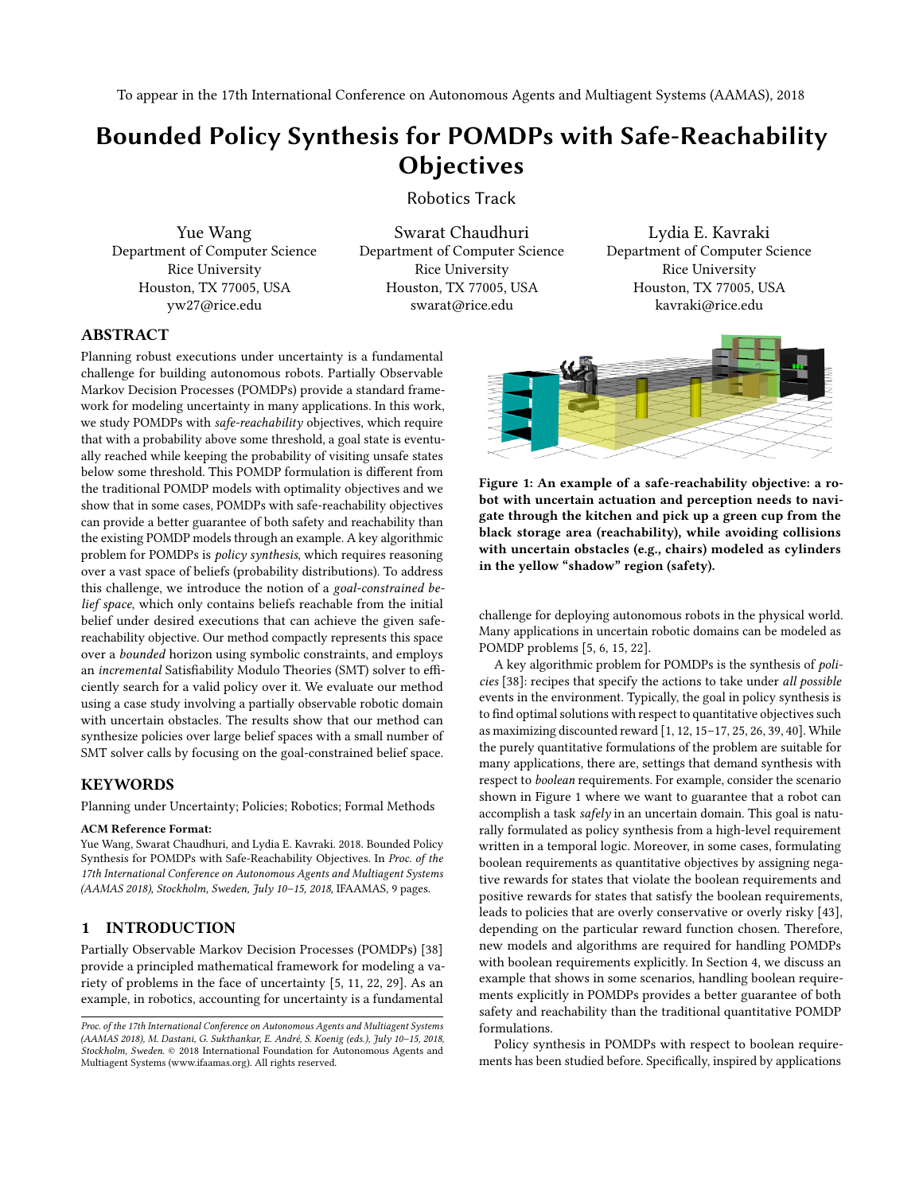To appear in the 17th International Conference on Autonomous Agents and Multiagent Systems (AAMAS), 2018

# Bounded Policy Synthesis for POMDPs with Safe-Reachability Objectives

Robotics Track

Yue Wang
Department of Computer Science
Rice University
Houston, TX 77005, USA
yw27@rice.edu

Swarat Chaudhuri
Department of Computer Science
Rice University
Houston, TX 77005, USA
swarat@rice.edu

Lydia E. Kavraki
Department of Computer Science
Rice University
Houston, TX 77005, USA
kavraki@rice.edu

## ABSTRACT

Planning robust executions under uncertainty is a fundamental challenge for building autonomous robots. Partially Observable Markov Decision Processes (POMDPs) provide a standard framework for modeling uncertainty in many applications. In this work, we study POMDPs with *safe-reachability* objectives, which require that with a probability above some threshold, a goal state is eventually reached while keeping the probability of visiting unsafe states below some threshold. This POMDP formulation is different from the traditional POMDP models with optimality objectives and we show that in some cases, POMDPs with safe-reachability objectives can provide a better guarantee of both safety and reachability than the existing POMDP models through an example. A key algorithmic problem for POMDPs is *policy synthesis*, which requires reasoning over a vast space of beliefs (probability distributions). To address this challenge, we introduce the notion of a *goal-constrained belief space*, which only contains beliefs reachable from the initial belief under desired executions that can achieve the given safe-reachability objective. Our method compactly represents this space over a *bounded* horizon using symbolic constraints, and employs an *incremental* Satisfiability Modulo Theories (SMT) solver to efficiently search for a valid policy over it. We evaluate our method using a case study involving a partially observable robotic domain with uncertain obstacles. The results show that our method can synthesize policies over large belief spaces with a small number of SMT solver calls by focusing on the goal-constrained belief space.

## KEYWORDS

Planning under Uncertainty; Policies; Robotics; Formal Methods

**ACM Reference Format:**
Yue Wang, Swarat Chaudhuri, and Lydia E. Kavraki. 2018. Bounded Policy Synthesis for POMDPs with Safe-Reachability Objectives. In *Proc. of the 17th International Conference on Autonomous Agents and Multiagent Systems (AAMAS 2018), Stockholm, Sweden, July 10–15, 2018*, IFAAMAS, 9 pages.

## 1 INTRODUCTION

Partially Observable Markov Decision Processes (POMDPs) [38] provide a principled mathematical framework for modeling a variety of problems in the face of uncertainty [5, 11, 22, 29]. As an example, in robotics, accounting for uncertainty is a fundamental challenge for deploying autonomous robots in the physical world. Many applications in uncertain robotic domains can be modeled as POMDP problems [5, 6, 15, 22].

*Proc. of the 17th International Conference on Autonomous Agents and Multiagent Systems (AAMAS 2018), M. Dastani, G. Sukthankar, E. André, S. Koenig (eds.), July 10–15, 2018, Stockholm, Sweden.* © 2018 International Foundation for Autonomous Agents and Multiagent Systems (www.ifaamas.org). All rights reserved.

**Figure 1: An example of a safe-reachability objective: a robot with uncertain actuation and perception needs to navigate through the kitchen and pick up a green cup from the black storage area (reachability), while avoiding collisions with uncertain obstacles (e.g., chairs) modeled as cylinders in the yellow "shadow" region (safety).**

A key algorithmic problem for POMDPs is the synthesis of *policies* [38]: recipes that specify the actions to take under *all possible* events in the environment. Typically, the goal in policy synthesis is to find optimal solutions with respect to quantitative objectives such as maximizing discounted reward [1, 12, 15–17, 25, 26, 39, 40]. While the purely quantitative formulations of the problem are suitable for many applications, there are, settings that demand synthesis with respect to *boolean* requirements. For example, consider the scenario shown in Figure 1 where we want to guarantee that a robot can accomplish a task *safely* in an uncertain domain. This goal is naturally formulated as policy synthesis from a high-level requirement written in a temporal logic. Moreover, in some cases, formulating boolean requirements as quantitative objectives by assigning negative rewards for states that violate the boolean requirements and positive rewards for states that satisfy the boolean requirements, leads to policies that are overly conservative or overly risky [43], depending on the particular reward function chosen. Therefore, new models and algorithms are required for handling POMDPs with boolean requirements explicitly. In Section 4, we discuss an example that shows in some scenarios, handling boolean requirements explicitly in POMDPs provides a better guarantee of both safety and reachability than the traditional quantitative POMDP formulations.

Policy synthesis in POMDPs with respect to boolean requirements has been studied before. Specifically, inspired by applications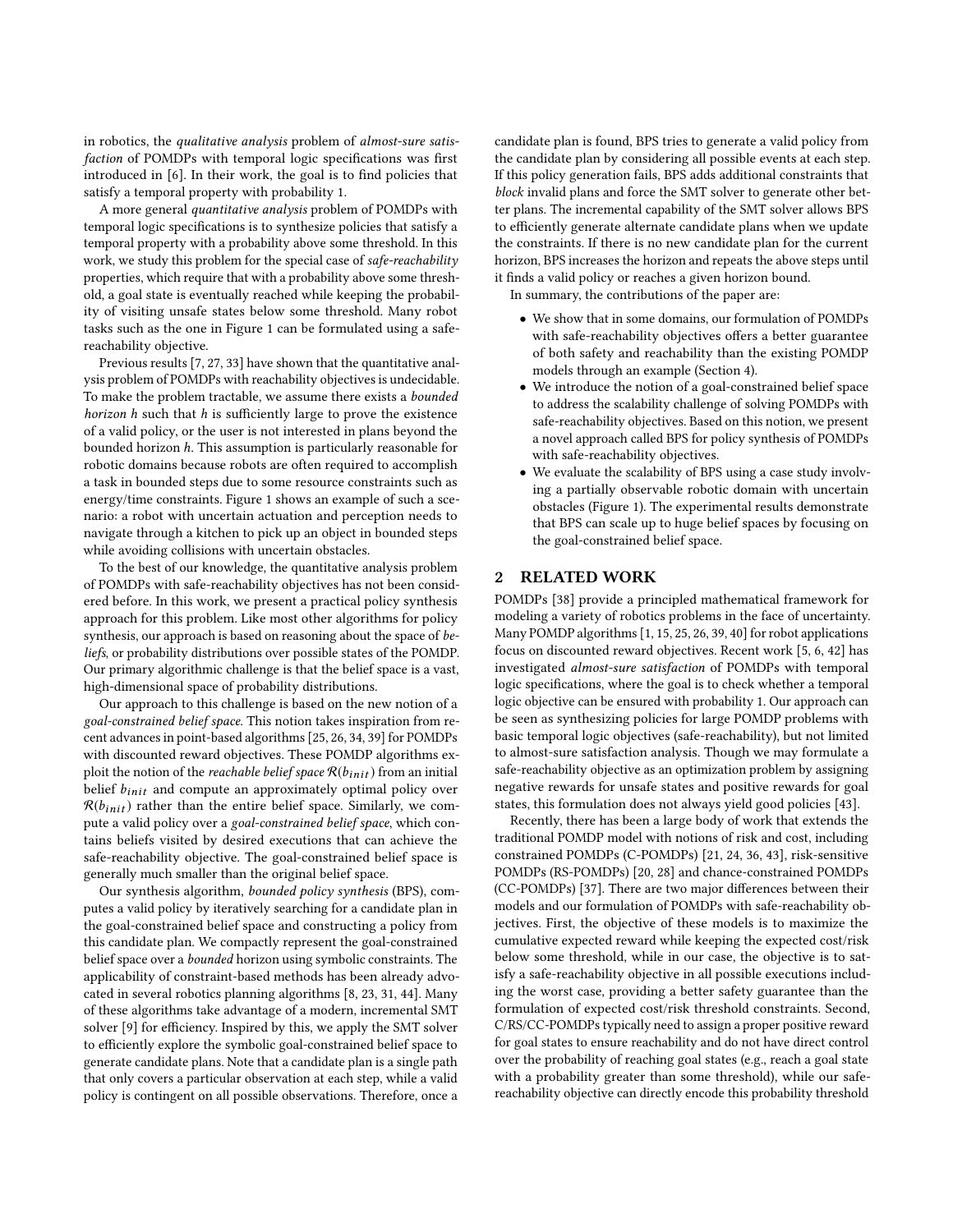in robotics, the *qualitative analysis* problem of *almost-sure satisfaction* of POMDPs with temporal logic specifications was first introduced in [6]. In their work, the goal is to find policies that satisfy a temporal property with probability 1.

A more general *quantitative analysis* problem of POMDPs with temporal logic specifications is to synthesize policies that satisfy a temporal property with a probability above some threshold. In this work, we study this problem for the special case of *safe-reachability* properties, which require that with a probability above some threshold, a goal state is eventually reached while keeping the probability of visiting unsafe states below some threshold. Many robot tasks such as the one in Figure 1 can be formulated using a safe-reachability objective.

Previous results [7, 27, 33] have shown that the quantitative analysis problem of POMDPs with reachability objectives is undecidable. To make the problem tractable, we assume there exists a *bounded horizon* $h$ such that $h$ is sufficiently large to prove the existence of a valid policy, or the user is not interested in plans beyond the bounded horizon $h$. This assumption is particularly reasonable for robotic domains because robots are often required to accomplish a task in bounded steps due to some resource constraints such as energy/time constraints. Figure 1 shows an example of such a scenario: a robot with uncertain actuation and perception needs to navigate through a kitchen to pick up an object in bounded steps while avoiding collisions with uncertain obstacles.

To the best of our knowledge, the quantitative analysis problem of POMDPs with safe-reachability objectives has not been considered before. In this work, we present a practical policy synthesis approach for this problem. Like most other algorithms for policy synthesis, our approach is based on reasoning about the space of *beliefs*, or probability distributions over possible states of the POMDP. Our primary algorithmic challenge is that the belief space is a vast, high-dimensional space of probability distributions.

Our approach to this challenge is based on the new notion of a *goal-constrained belief space*. This notion takes inspiration from recent advances in point-based algorithms [25, 26, 34, 39] for POMDPs with discounted reward objectives. These POMDP algorithms exploit the notion of the *reachable belief space* $\mathcal{R}(b_{init})$ from an initial belief $b_{init}$ and compute an approximately optimal policy over $\mathcal{R}(b_{init})$ rather than the entire belief space. Similarly, we compute a valid policy over a *goal-constrained belief space*, which contains beliefs visited by desired executions that can achieve the safe-reachability objective. The goal-constrained belief space is generally much smaller than the original belief space.

Our synthesis algorithm, *bounded policy synthesis* (BPS), computes a valid policy by iteratively searching for a candidate plan in the goal-constrained belief space and constructing a policy from this candidate plan. We compactly represent the goal-constrained belief space over a *bounded* horizon using symbolic constraints. The applicability of constraint-based methods has been already advocated in several robotics planning algorithms [8, 23, 31, 44]. Many of these algorithms take advantage of a modern, incremental SMT solver [9] for efficiency. Inspired by this, we apply the SMT solver to efficiently explore the symbolic goal-constrained belief space to generate candidate plans. Note that a candidate plan is a single path that only covers a particular observation at each step, while a valid policy is contingent on all possible observations. Therefore, once a candidate plan is found, BPS tries to generate a valid policy from the candidate plan by considering all possible events at each step. If this policy generation fails, BPS adds additional constraints that *block* invalid plans and force the SMT solver to generate other better plans. The incremental capability of the SMT solver allows BPS to efficiently generate alternate candidate plans when we update the constraints. If there is no new candidate plan for the current horizon, BPS increases the horizon and repeats the above steps until it finds a valid policy or reaches a given horizon bound.

In summary, the contributions of the paper are:

- We show that in some domains, our formulation of POMDPs with safe-reachability objectives offers a better guarantee of both safety and reachability than the existing POMDP models through an example (Section 4).
- We introduce the notion of a goal-constrained belief space to address the scalability challenge of solving POMDPs with safe-reachability objectives. Based on this notion, we present a novel approach called BPS for policy synthesis of POMDPs with safe-reachability objectives.
- We evaluate the scalability of BPS using a case study involving a partially observable robotic domain with uncertain obstacles (Figure 1). The experimental results demonstrate that BPS can scale up to huge belief spaces by focusing on the goal-constrained belief space.

## 2 RELATED WORK

POMDPs [38] provide a principled mathematical framework for modeling a variety of robotics problems in the face of uncertainty. Many POMDP algorithms [1, 15, 25, 26, 39, 40] for robot applications focus on discounted reward objectives. Recent work [5, 6, 42] has investigated *almost-sure satisfaction* of POMDPs with temporal logic specifications, where the goal is to check whether a temporal logic objective can be ensured with probability 1. Our approach can be seen as synthesizing policies for large POMDP problems with basic temporal logic objectives (safe-reachability), but not limited to almost-sure satisfaction analysis. Though we may formulate a safe-reachability objective as an optimization problem by assigning negative rewards for unsafe states and positive rewards for goal states, this formulation does not always yield good policies [43].

Recently, there has been a large body of work that extends the traditional POMDP model with notions of risk and cost, including constrained POMDPs (C-POMDPs) [21, 24, 36, 43], risk-sensitive POMDPs (RS-POMDPs) [20, 28] and chance-constrained POMDPs (CC-POMDPs) [37]. There are two major differences between their models and our formulation of POMDPs with safe-reachability objectives. First, the objective of these models is to maximize the cumulative expected reward while keeping the expected cost/risk below some threshold, while in our case, the objective is to satisfy a safe-reachability objective in all possible executions including the worst case, providing a better safety guarantee than the formulation of expected cost/risk threshold constraints. Second, C/RS/CC-POMDPs typically need to assign a proper positive reward for goal states to ensure reachability and do not have direct control over the probability of reaching goal states (e.g., reach a goal state with a probability greater than some threshold), while our safe-reachability objective can directly encode this probability threshold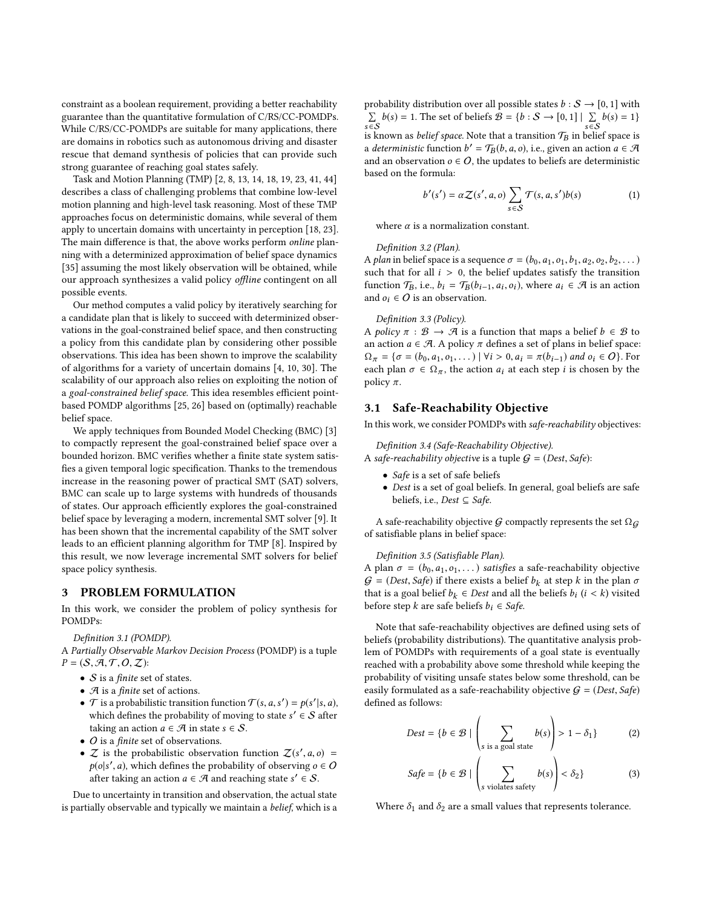constraint as a boolean requirement, providing a better reachability guarantee than the quantitative formulation of C/RS/CC-POMDPs. While C/RS/CC-POMDPs are suitable for many applications, there are domains in robotics such as autonomous driving and disaster rescue that demand synthesis of policies that can provide such strong guarantee of reaching goal states safely.

Task and Motion Planning (TMP) [2, 8, 13, 14, 18, 19, 23, 41, 44] describes a class of challenging problems that combine low-level motion planning and high-level task reasoning. Most of these TMP approaches focus on deterministic domains, while several of them apply to uncertain domains with uncertainty in perception [18, 23]. The main difference is that, the above works perform *online* planning with a determinized approximation of belief space dynamics [35] assuming the most likely observation will be obtained, while our approach synthesizes a valid policy *offline* contingent on all possible events.

Our method computes a valid policy by iteratively searching for a candidate plan that is likely to succeed with determinized observations in the goal-constrained belief space, and then constructing a policy from this candidate plan by considering other possible observations. This idea has been shown to improve the scalability of algorithms for a variety of uncertain domains [4, 10, 30]. The scalability of our approach also relies on exploiting the notion of a *goal-constrained belief space*. This idea resembles efficient point-based POMDP algorithms [25, 26] based on (optimally) reachable belief space.

We apply techniques from Bounded Model Checking (BMC) [3] to compactly represent the goal-constrained belief space over a bounded horizon. BMC verifies whether a finite state system satisfies a given temporal logic specification. Thanks to the tremendous increase in the reasoning power of practical SMT (SAT) solvers, BMC can scale up to large systems with hundreds of thousands of states. Our approach efficiently explores the goal-constrained belief space by leveraging a modern, incremental SMT solver [9]. It has been shown that the incremental capability of the SMT solver leads to an efficient planning algorithm for TMP [8]. Inspired by this result, we now leverage incremental SMT solvers for belief space policy synthesis.

## 3 PROBLEM FORMULATION

In this work, we consider the problem of policy synthesis for POMDPs:

*Definition 3.1 (POMDP).*
A *Partially Observable Markov Decision Process* (POMDP) is a tuple $P = (\mathcal{S}, \mathcal{A}, \mathcal{T}, \mathcal{O}, \mathcal{Z})$:

- $\mathcal{S}$ is a *finite* set of states.
- $\mathcal{A}$ is a *finite* set of actions.
- $\mathcal{T}$ is a probabilistic transition function $\mathcal{T}(s, a, s') = p(s'|s, a)$, which defines the probability of moving to state $s' \in \mathcal{S}$ after taking an action $a \in \mathcal{A}$ in state $s \in \mathcal{S}$.
- $\mathcal{O}$ is a *finite* set of observations.
- $\mathcal{Z}$ is the probabilistic observation function $\mathcal{Z}(s', a, o) = p(o|s', a)$, which defines the probability of observing $o \in \mathcal{O}$ after taking an action $a \in \mathcal{A}$ and reaching state $s' \in \mathcal{S}$.

Due to uncertainty in transition and observation, the actual state is partially observable and typically we maintain a *belief*, which is a probability distribution over all possible states $b : \mathcal{S} \to [0, 1]$ with $\sum_{s \in \mathcal{S}} b(s) = 1$. The set of beliefs $\mathcal{B} = \{b : \mathcal{S} \to [0, 1] \mid \sum_{s \in \mathcal{S}} b(s) = 1\}$ is known as *belief space*. Note that a transition $\mathcal{T}_B$ in belief space is a *deterministic* function $b' = \mathcal{T}_B(b, a, o)$, i.e., given an action $a \in \mathcal{A}$ and an observation $o \in \mathcal{O}$, the updates to beliefs are deterministic based on the formula:

$$b'(s') = \alpha \mathcal{Z}(s', a, o) \sum_{s \in \mathcal{S}} \mathcal{T}(s, a, s') b(s) \tag{1}$$

where $\alpha$ is a normalization constant.

*Definition 3.2 (Plan).*
A *plan* in belief space is a sequence $\sigma = (b_0, a_1, o_1, b_1, a_2, o_2, b_2, \dots)$ such that for all $i > 0$, the belief updates satisfy the transition function $\mathcal{T}_B$, i.e., $b_i = \mathcal{T}_B(b_{i-1}, a_i, o_i)$, where $a_i \in \mathcal{A}$ is an action and $o_i \in \mathcal{O}$ is an observation.

*Definition 3.3 (Policy).*
A *policy* $\pi : \mathcal{B} \to \mathcal{A}$ is a function that maps a belief $b \in \mathcal{B}$ to an action $a \in \mathcal{A}$. A policy $\pi$ defines a set of plans in belief space: $\Omega_\pi = \{\sigma = (b_0, a_1, o_1, \dots) \mid \forall i > 0, a_i = \pi(b_{i-1}) \textit{ and } o_i \in \mathcal{O}\}$. For each plan $\sigma \in \Omega_\pi$, the action $a_i$ at each step $i$ is chosen by the policy $\pi$.

### 3.1 Safe-Reachability Objective

In this work, we consider POMDPs with *safe-reachability* objectives:

*Definition 3.4 (Safe-Reachability Objective).*
A *safe-reachability objective* is a tuple $\mathcal{G} = (\textit{Dest}, \textit{Safe})$:

- *Safe* is a set of safe beliefs
- *Dest* is a set of goal beliefs. In general, goal beliefs are safe beliefs, i.e., $\textit{Dest} \subseteq \textit{Safe}$.

A safe-reachability objective $\mathcal{G}$ compactly represents the set $\Omega_\mathcal{G}$ of satisfiable plans in belief space:

*Definition 3.5 (Satisfiable Plan).*
A plan $\sigma = (b_0, a_1, o_1, \dots)$ *satisfies* a safe-reachability objective $\mathcal{G} = (\textit{Dest}, \textit{Safe})$ if there exists a belief $b_k$ at step $k$ in the plan $\sigma$ that is a goal belief $b_k \in \textit{Dest}$ and all the beliefs $b_i$ $(i < k)$ visited before step $k$ are safe beliefs $b_i \in \textit{Safe}$.

Note that safe-reachability objectives are defined using sets of beliefs (probability distributions). The quantitative analysis problem of POMDPs with requirements of a goal state is eventually reached with a probability above some threshold while keeping the probability of visiting unsafe states below some threshold, can be easily formulated as a safe-reachability objective $\mathcal{G} = (\textit{Dest}, \textit{Safe})$ defined as follows:

$$\textit{Dest} = \{b \in \mathcal{B} \mid \left( \sum_{s \text{ is a goal state}} b(s) \right) > 1 - \delta_1\} \tag{2}$$

$$\textit{Safe} = \{b \in \mathcal{B} \mid \left( \sum_{s \text{ violates safety}} b(s) \right) < \delta_2\} \tag{3}$$

Where $\delta_1$ and $\delta_2$ are a small values that represents tolerance.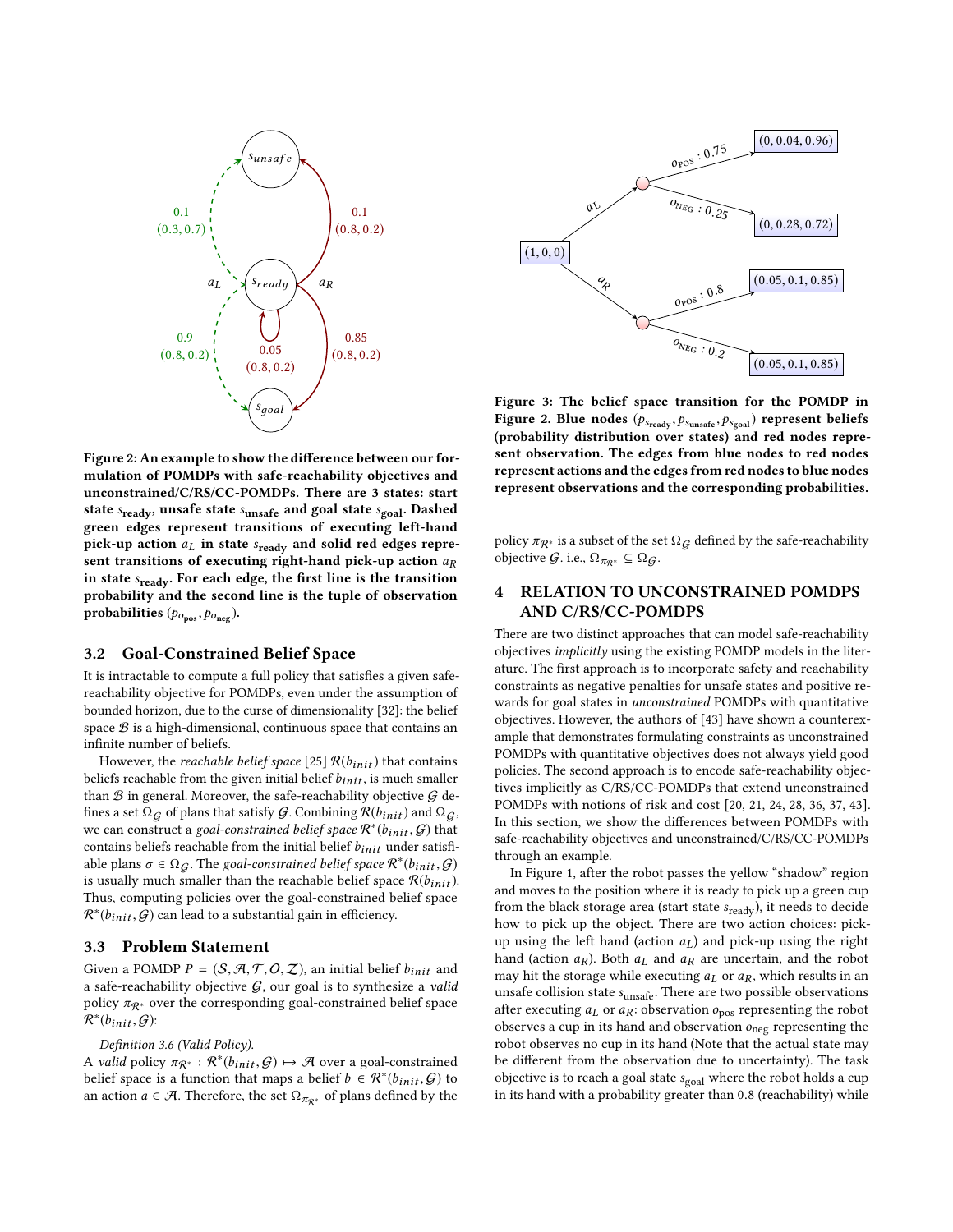Figure 2: An example to show the difference between our formulation of POMDPs with safe-reachability objectives and unconstrained/C/RS/CC-POMDPs. There are 3 states: start state $s_{\text{ready}}$, unsafe state $s_{\text{unsafe}}$ and goal state $s_{\text{goal}}$. Dashed green edges represent transitions of executing left-hand pick-up action $a_L$ in state $s_{\text{ready}}$ and solid red edges represent transitions of executing right-hand pick-up action $a_R$ in state $s_{\text{ready}}$. For each edge, the first line is the transition probability and the second line is the tuple of observation probabilities $(p_{o_{\text{pos}}}, p_{o_{\text{neg}}})$.

Figure 3: The belief space transition for the POMDP in Figure 2. Blue nodes $(p_{s_{\text{ready}}}, p_{s_{\text{unsafe}}}, p_{s_{\text{goal}}})$ represent beliefs (probability distribution over states) and red nodes represent observation. The edges from blue nodes to red nodes represent actions and the edges from red nodes to blue nodes represent observations and the corresponding probabilities.

### 3.2 Goal-Constrained Belief Space

It is intractable to compute a full policy that satisfies a given safe-reachability objective for POMDPs, even under the assumption of bounded horizon, due to the curse of dimensionality [32]: the belief space $\mathcal{B}$ is a high-dimensional, continuous space that contains an infinite number of beliefs.

However, the *reachable belief space* [25] $\mathcal{R}(b_{init})$ that contains beliefs reachable from the given initial belief $b_{init}$, is much smaller than $\mathcal{B}$ in general. Moreover, the safe-reachability objective $\mathcal{G}$ defines a set $\Omega_{\mathcal{G}}$ of plans that satisfy $\mathcal{G}$. Combining $\mathcal{R}(b_{init})$ and $\Omega_{\mathcal{G}}$, we can construct a *goal-constrained belief space* $\mathcal{R}^*(b_{init}, \mathcal{G})$ that contains beliefs reachable from the initial belief $b_{init}$ under satisfiable plans $\sigma \in \Omega_{\mathcal{G}}$. The *goal-constrained belief space* $\mathcal{R}^*(b_{init}, \mathcal{G})$ is usually much smaller than the reachable belief space $\mathcal{R}(b_{init})$. Thus, computing policies over the goal-constrained belief space $\mathcal{R}^*(b_{init}, \mathcal{G})$ can lead to a substantial gain in efficiency.

### 3.3 Problem Statement

Given a POMDP $P = (\mathcal{S}, \mathcal{A}, \mathcal{T}, \mathcal{O}, \mathcal{Z})$, an initial belief $b_{init}$ and a safe-reachability objective $\mathcal{G}$, our goal is to synthesize a *valid* policy $\pi_{\mathcal{R}^*}$ over the corresponding goal-constrained belief space $\mathcal{R}^*(b_{init}, \mathcal{G})$:

*Definition 3.6 (Valid Policy).* A *valid* policy $\pi_{\mathcal{R}^*} : \mathcal{R}^*(b_{init}, \mathcal{G}) \mapsto \mathcal{A}$ over a goal-constrained belief space is a function that maps a belief $b \in \mathcal{R}^*(b_{init}, \mathcal{G})$ to an action $a \in \mathcal{A}$. Therefore, the set $\Omega_{\pi_{\mathcal{R}^*}}$ of plans defined by the policy $\pi_{\mathcal{R}^*}$ is a subset of the set $\Omega_{\mathcal{G}}$ defined by the safe-reachability objective $\mathcal{G}$. i.e., $\Omega_{\pi_{\mathcal{R}^*}} \subseteq \Omega_{\mathcal{G}}$.

## 4 RELATION TO UNCONSTRAINED POMDPS AND C/RS/CC-POMDPS

There are two distinct approaches that can model safe-reachability objectives *implicitly* using the existing POMDP models in the literature. The first approach is to incorporate safety and reachability constraints as negative penalties for unsafe states and positive rewards for goal states in *unconstrained* POMDPs with quantitative objectives. However, the authors of [43] have shown a counterexample that demonstrates formulating constraints as unconstrained POMDPs with quantitative objectives does not always yield good policies. The second approach is to encode safe-reachability objectives implicitly as C/RS/CC-POMDPs that extend unconstrained POMDPs with notions of risk and cost [20, 21, 24, 28, 36, 37, 43]. In this section, we show the differences between POMDPs with safe-reachability objectives and unconstrained/C/RS/CC-POMDPs through an example.

In Figure 1, after the robot passes the yellow "shadow" region and moves to the position where it is ready to pick up a green cup from the black storage area (start state $s_{\text{ready}}$), it needs to decide how to pick up the object. There are two action choices: pick-up using the left hand (action $a_L$) and pick-up using the right hand (action $a_R$). Both $a_L$ and $a_R$ are uncertain, and the robot may hit the storage while executing $a_L$ or $a_R$, which results in an unsafe collision state $s_{\text{unsafe}}$. There are two possible observations after executing $a_L$ or $a_R$: observation $o_{\text{pos}}$ representing the robot observes a cup in its hand and observation $o_{\text{neg}}$ representing the robot observes no cup in its hand (Note that the actual state may be different from the observation due to uncertainty). The task objective is to reach a goal state $s_{\text{goal}}$ where the robot holds a cup in its hand with a probability greater than 0.8 (reachability) while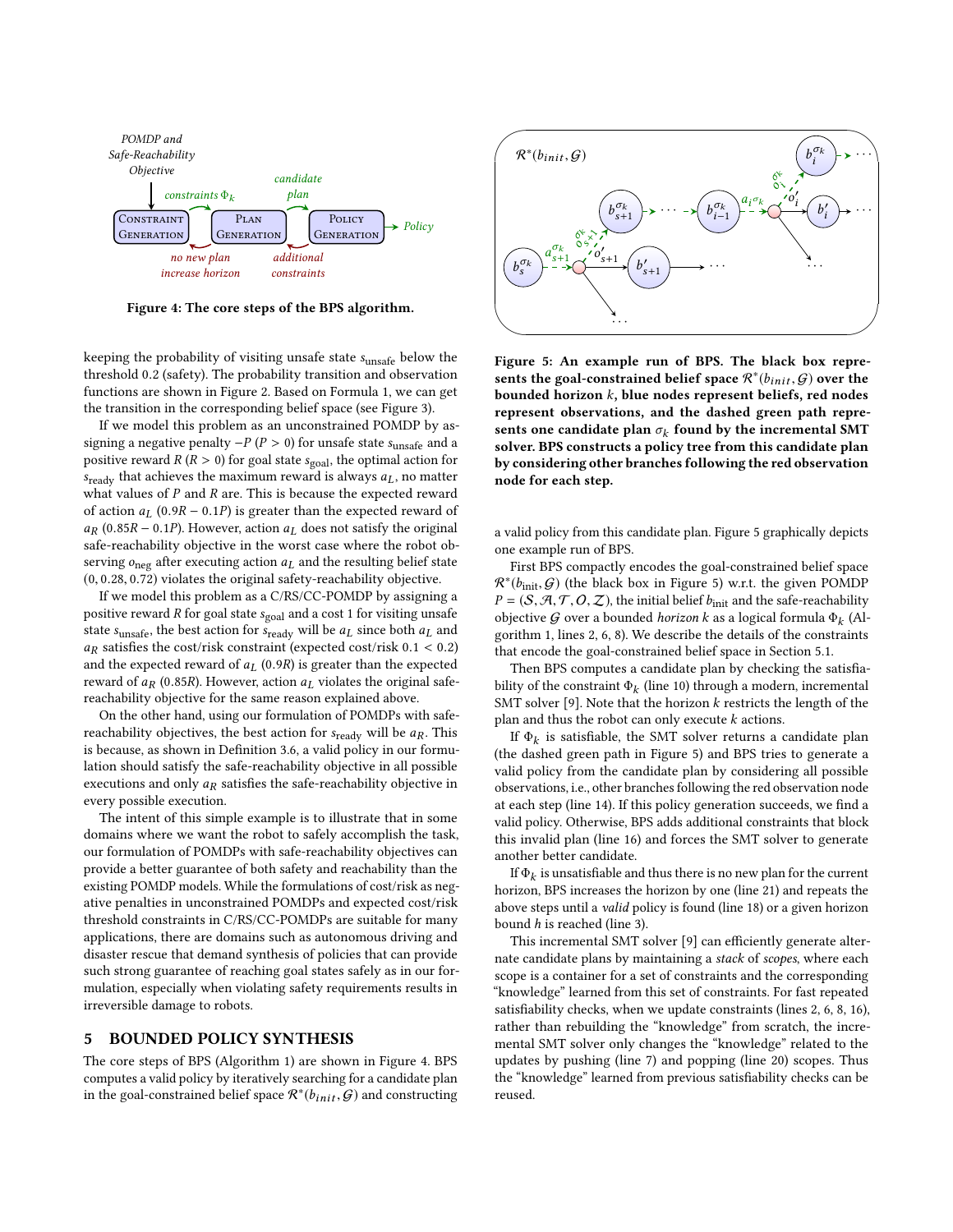Figure 4: The core steps of the BPS algorithm.

Figure 5: An example run of BPS. The black box represents the goal-constrained belief space $\mathcal{R}^*(b_{init}, \mathcal{G})$ over the bounded horizon $k$, blue nodes represent beliefs, red nodes represent observations, and the dashed green path represents one candidate plan $\sigma_k$ found by the incremental SMT solver. BPS constructs a policy tree from this candidate plan by considering other branches following the red observation node for each step.

keeping the probability of visiting unsafe state $s_{\text{unsafe}}$ below the threshold 0.2 (safety). The probability transition and observation functions are shown in Figure 2. Based on Formula 1, we can get the transition in the corresponding belief space (see Figure 3).

If we model this problem as an unconstrained POMDP by assigning a negative penalty $-P$ ($P > 0$) for unsafe state $s_{\text{unsafe}}$ and a positive reward $R$ ($R > 0$) for goal state $s_{\text{goal}}$, the optimal action for $s_{\text{ready}}$ that achieves the maximum reward is always $a_L$, no matter what values of $P$ and $R$ are. This is because the expected reward of action $a_L$ ($0.9R - 0.1P$) is greater than the expected reward of $a_R$ ($0.85R - 0.1P$). However, action $a_L$ does not satisfy the original safe-reachability objective in the worst case where the robot observing $o_{\text{neg}}$ after executing action $a_L$ and the resulting belief state $(0, 0.28, 0.72)$ violates the original safety-reachability objective.

If we model this problem as a C/RS/CC-POMDP by assigning a positive reward $R$ for goal state $s_{\text{goal}}$ and a cost 1 for visiting unsafe state $s_{\text{unsafe}}$, the best action for $s_{\text{ready}}$ will be $a_L$ since both $a_L$ and $a_R$ satisfies the cost/risk constraint (expected cost/risk $0.1 < 0.2$) and the expected reward of $a_L$ ($0.9R$) is greater than the expected reward of $a_R$ ($0.85R$). However, action $a_L$ violates the original safe-reachability objective for the same reason explained above.

On the other hand, using our formulation of POMDPs with safe-reachability objectives, the best action for $s_{\text{ready}}$ will be $a_R$. This is because, as shown in Definition 3.6, a valid policy in our formulation should satisfy the safe-reachability objective in all possible executions and only $a_R$ satisfies the safe-reachability objective in every possible execution.

The intent of this simple example is to illustrate that in some domains where we want the robot to safely accomplish the task, our formulation of POMDPs with safe-reachability objectives can provide a better guarantee of both safety and reachability than the existing POMDP models. While the formulations of cost/risk as negative penalties in unconstrained POMDPs and expected cost/risk threshold constraints in C/RS/CC-POMDPs are suitable for many applications, there are domains such as autonomous driving and disaster rescue that demand synthesis of policies that can provide such strong guarantee of reaching goal states safely as in our formulation, especially when violating safety requirements results in irreversible damage to robots.

## 5 BOUNDED POLICY SYNTHESIS

The core steps of BPS (Algorithm 1) are shown in Figure 4. BPS computes a valid policy by iteratively searching for a candidate plan in the goal-constrained belief space $\mathcal{R}^*(b_{init}, \mathcal{G})$ and constructing a valid policy from this candidate plan. Figure 5 graphically depicts one example run of BPS.

First BPS compactly encodes the goal-constrained belief space $\mathcal{R}^*(b_{\text{init}}, \mathcal{G})$ (the black box in Figure 5) w.r.t. the given POMDP $P = (\mathcal{S}, \mathcal{A}, \mathcal{T}, \mathcal{O}, \mathcal{Z})$, the initial belief $b_{\text{init}}$ and the safe-reachability objective $\mathcal{G}$ over a bounded *horizon* $k$ as a logical formula $\Phi_k$ (Algorithm 1, lines 2, 6, 8). We describe the details of the constraints that encode the goal-constrained belief space in Section 5.1.

Then BPS computes a candidate plan by checking the satisfiability of the constraint $\Phi_k$ (line 10) through a modern, incremental SMT solver [9]. Note that the horizon $k$ restricts the length of the plan and thus the robot can only execute $k$ actions.

If $\Phi_k$ is satisfiable, the SMT solver returns a candidate plan (the dashed green path in Figure 5) and BPS tries to generate a valid policy from the candidate plan by considering all possible observations, i.e., other branches following the red observation node at each step (line 14). If this policy generation succeeds, we find a valid policy. Otherwise, BPS adds additional constraints that block this invalid plan (line 16) and forces the SMT solver to generate another better candidate.

If $\Phi_k$ is unsatisfiable and thus there is no new plan for the current horizon, BPS increases the horizon by one (line 21) and repeats the above steps until a *valid* policy is found (line 18) or a given horizon bound $h$ is reached (line 3).

This incremental SMT solver [9] can efficiently generate alternate candidate plans by maintaining a *stack* of *scopes*, where each scope is a container for a set of constraints and the corresponding "knowledge" learned from this set of constraints. For fast repeated satisfiability checks, when we update constraints (lines 2, 6, 8, 16), rather than rebuilding the "knowledge" from scratch, the incremental SMT solver only changes the "knowledge" related to the updates by pushing (line 7) and popping (line 20) scopes. Thus the "knowledge" learned from previous satisfiability checks can be reused.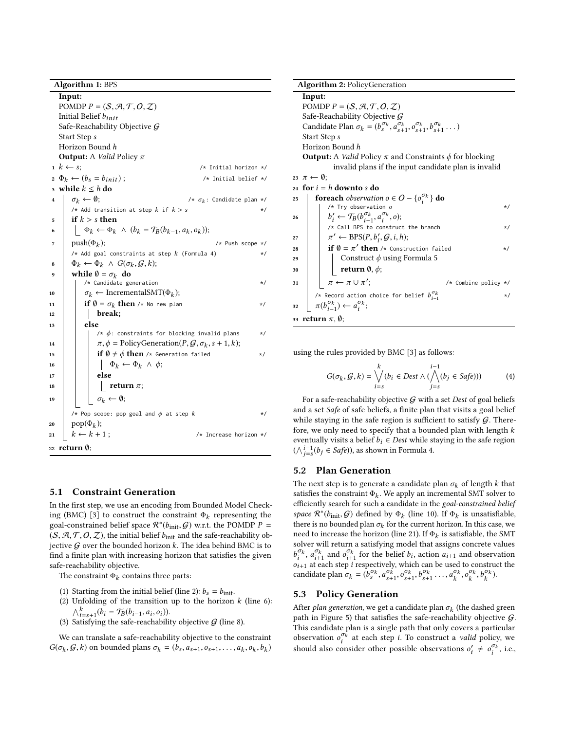**Algorithm 1:** BPS

```
   Input:
   POMDP P = (S, A, T, O, Z)
   Initial Belief b_init
   Safe-Reachability Objective G
   Start Step s
   Horizon Bound h
   Output: A Valid Policy π
 1 k ← s;                                          /* Initial horizon */
 2 Φ_k ← (b_s = b_init);                          /* Initial belief */
 3 while k ≤ h do
 4     σ_k ← ∅;                                    /* σ_k: Candidate plan */
       /* Add transition at step k if k > s */
 5     if k > s then
 6         Φ_k ← Φ_k ∧ (b_k = T_B(b_{k-1}, a_k, o_k));
 7     push(Φ_k);                                  /* Push scope */
       /* Add goal constraints at step k (Formula 4) */
 8     Φ_k ← Φ_k ∧ G(σ_k, G, k);
 9     while ∅ = σ_k do
           /* Candidate generation */
10         σ_k ← IncrementalSMT(Φ_k);
11         if ∅ = σ_k then /* No new plan */
12             break;
13         else
               /* φ: constraints for blocking invalid plans */
14             π, φ = PolicyGeneration(P, G, σ_k, s + 1, k);
15             if ∅ ≠ φ then /* Generation failed */
16                 Φ_k ← Φ_k ∧ φ;
17             else
18                 return π;
19             σ_k ← ∅;
       /* Pop scope: pop goal and φ at step k */
20     pop(Φ_k);
21     k ← k + 1;                                  /* Increase horizon */
22 return ∅;
```

**Algorithm 2:** PolicyGeneration

```
   Input:
   POMDP P = (S, A, T, O, Z)
   Safe-Reachability Objective G
   Candidate Plan σ_k = (b_s^{σ_k}, a_{s+1}^{σ_k}, o_{s+1}^{σ_k}, b_{s+1}^{σ_k} ...)
   Start Step s
   Horizon Bound h
   Output: A Valid Policy π and Constraints φ for blocking
           invalid plans if the input candidate plan is invalid
23 π ← ∅;
24 for i = h downto s do
25     foreach observation o ∈ O − {o_i^{σ_k}} do
           /* Try observation o */
26         b'_i ← T_B(b_{i-1}^{σ_k}, a_i^{σ_k}, o);
           /* Call BPS to construct the branch */
27         π' ← BPS(P, b'_i, G, i, h);
28         if ∅ = π' then /* Construction failed */
29             Construct φ using Formula 5
30             return ∅, φ;
31         π ← π ∪ π';                             /* Combine policy */
       /* Record action choice for belief b_{i-1}^{σ_k} */
32     π(b_{i-1}^{σ_k}) ← a_i^{σ_k};
33 return π, ∅;
```

## 5.1 Constraint Generation

In the first step, we use an encoding from Bounded Model Checking (BMC) [3] to construct the constraint $\Phi_k$ representing the goal-constrained belief space $\mathcal{R}^*(b_{\text{init}}, \mathcal{G})$ w.r.t. the POMDP $P = (\mathcal{S}, \mathcal{A}, \mathcal{T}, \mathcal{O}, \mathcal{Z})$, the initial belief $b_{\text{init}}$ and the safe-reachability objective $\mathcal{G}$ over the bounded horizon $k$. The idea behind BMC is to find a finite plan with increasing horizon that satisfies the given safe-reachability objective.

The constraint $\Phi_k$ contains three parts:

1. Starting from the initial belief (line 2): $b_s = b_{\text{init}}$.
2. Unfolding of the transition up to the horizon $k$ (line 6): $\bigwedge_{i=s+1}^{k}(b_i = \mathcal{T}_B(b_{i-1}, a_i, o_i))$.
3. Satisfying the safe-reachability objective $\mathcal{G}$ (line 8).

We can translate a safe-reachability objective to the constraint $G(\sigma_k, \mathcal{G}, k)$ on bounded plans $\sigma_k = (b_s, a_{s+1}, o_{s+1}, \ldots, a_k, o_k, b_k)$ using the rules provided by BMC [3] as follows:

$$G(\sigma_k, \mathcal{G}, k) = \bigvee_{i=s}^{k}(b_i \in \mathit{Dest} \wedge (\bigwedge_{j=s}^{i-1}(b_j \in \mathit{Safe}))) \tag{4}$$

For a safe-reachability objective $\mathcal{G}$ with a set *Dest* of goal beliefs and a set *Safe* of safe beliefs, a finite plan that visits a goal belief while staying in the safe region is sufficient to satisfy $\mathcal{G}$. Therefore, we only need to specify that a bounded plan with length $k$ eventually visits a belief $b_i \in \mathit{Dest}$ while staying in the safe region $(\bigwedge_{j=s}^{i-1}(b_j \in \mathit{Safe}))$, as shown in Formula 4.

## 5.2 Plan Generation

The next step is to generate a candidate plan $\sigma_k$ of length $k$ that satisfies the constraint $\Phi_k$. We apply an incremental SMT solver to efficiently search for such a candidate in the *goal-constrained belief space* $\mathcal{R}^*(b_{\text{init}}, \mathcal{G})$ defined by $\Phi_k$ (line 10). If $\Phi_k$ is unsatisfiable, there is no bounded plan $\sigma_k$ for the current horizon. In this case, we need to increase the horizon (line 21). If $\Phi_k$ is satisfiable, the SMT solver will return a satisfying model that assigns concrete values $b_i^{\sigma_k}$, $a_{i+1}^{\sigma_k}$ and $o_{i+1}^{\sigma_k}$ for the belief $b_i$, action $a_{i+1}$ and observation $o_{i+1}$ at each step $i$ respectively, which can be used to construct the candidate plan $\sigma_k = (b_s^{\sigma_k}, a_{s+1}^{\sigma_k}, o_{s+1}^{\sigma_k}, b_{s+1}^{\sigma_k} \ldots, a_k^{\sigma_k}, o_k^{\sigma_k}, b_k^{\sigma_k})$.

## 5.3 Policy Generation

After *plan generation*, we get a candidate plan $\sigma_k$ (the dashed green path in Figure 5) that satisfies the safe-reachability objective $\mathcal{G}$. This candidate plan is a single path that only covers a particular observation $o_i^{\sigma_k}$ at each step $i$. To construct a *valid* policy, we should also consider other possible observations $o'_i \neq o_i^{\sigma_k}$, i.e.,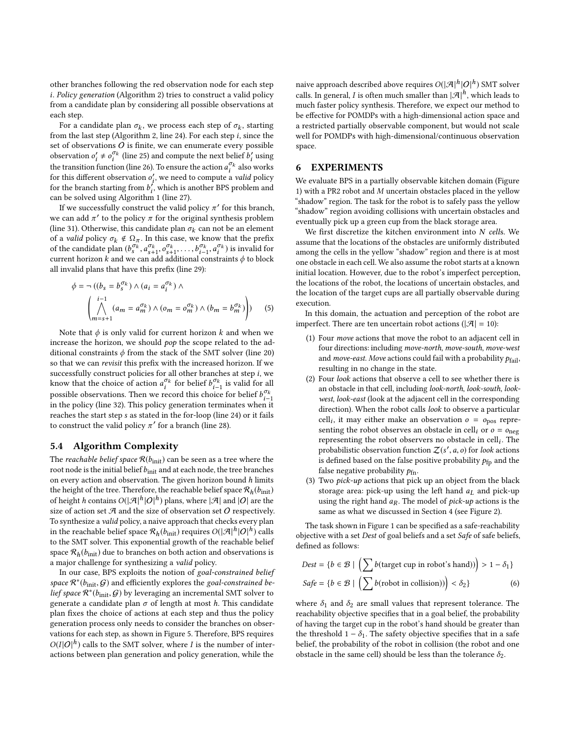other branches following the red observation node for each step $i$. *Policy generation* (Algorithm 2) tries to construct a valid policy from a candidate plan by considering all possible observations at each step.

For a candidate plan $\sigma_k$, we process each step of $\sigma_k$, starting from the last step (Algorithm 2, line 24). For each step $i$, since the set of observations $O$ is finite, we can enumerate every possible observation $o_i' \neq o_i^{\sigma_k}$ (line 25) and compute the next belief $b_i'$ using the transition function (line 26). To ensure the action $a_i^{\sigma_k}$ also works for this different observation $o_i'$, we need to compute a *valid* policy for the branch starting from $b_i'$, which is another BPS problem and can be solved using Algorithm 1 (line 27).

If we successfully construct the valid policy $\pi'$ for this branch, we can add $\pi'$ to the policy $\pi$ for the original synthesis problem (line 31). Otherwise, this candidate plan $\sigma_k$ can not be an element of a *valid* policy $\sigma_k \notin \Omega_\pi$. In this case, we know that the prefix of the candidate plan $(b_s^{\sigma_k}, a_{s+1}^{\sigma_k}, o_{s+1}^{\sigma_k}, \ldots, b_{i-1}^{\sigma_k}, a_i^{\sigma_k})$ is invalid for current horizon $k$ and we can add additional constraints $\phi$ to block all invalid plans that have this prefix (line 29):

$$\phi = \neg\left((b_s = b_s^{\sigma_k}) \wedge (a_i = a_i^{\sigma_k}) \wedge \left(\bigwedge_{m=s+1}^{i-1} (a_m = a_m^{\sigma_k}) \wedge (o_m = o_m^{\sigma_k}) \wedge (b_m = b_m^{\sigma_k})\right)\right) \quad (5)$$

Note that $\phi$ is only valid for current horizon $k$ and when we increase the horizon, we should *pop* the scope related to the additional constraints $\phi$ from the stack of the SMT solver (line 20) so that we can *revisit* this prefix with the increased horizon. If we successfully construct policies for all other branches at step $i$, we know that the choice of action $a_i^{\sigma_k}$ for belief $b_{i-1}^{\sigma_k}$ is valid for all possible observations. Then we record this choice for belief $b_{i-1}^{\sigma_k}$ in the policy (line 32). This policy generation terminates when it reaches the start step $s$ as stated in the for-loop (line 24) or it fails to construct the valid policy $\pi'$ for a branch (line 28).

### 5.4 Algorithm Complexity

The *reachable belief space* $\mathcal{R}(b_{\text{init}})$ can be seen as a tree where the root node is the initial belief $b_{\text{init}}$ and at each node, the tree branches on every action and observation. The given horizon bound $h$ limits the height of the tree. Therefore, the reachable belief space $\mathcal{R}_h(b_{\text{init}})$ of height $h$ contains $O(|\mathcal{A}|^h|O|^h)$ plans, where $|\mathcal{A}|$ and $|O|$ are the size of action set $\mathcal{A}$ and the size of observation set $O$ respectively. To synthesize a *valid* policy, a naive approach that checks every plan in the reachable belief space $\mathcal{R}_h(b_{\text{init}})$ requires $O(|\mathcal{A}|^h|O|^h)$ calls to the SMT solver. This exponential growth of the reachable belief space $\mathcal{R}_h(b_{\text{init}})$ due to branches on both action and observations is a major challenge for synthesizing a *valid* policy.

In our case, BPS exploits the notion of *goal-constrained belief space* $\mathcal{R}^*(b_{\text{init}}, \mathcal{G})$ and efficiently explores the *goal-constrained belief space* $\mathcal{R}^*(b_{\text{init}}, \mathcal{G})$ by leveraging an incremental SMT solver to generate a candidate plan $\sigma$ of length at most $h$. This candidate plan fixes the choice of actions at each step and thus the policy generation process only needs to consider the branches on observations for each step, as shown in Figure 5. Therefore, BPS requires $O(I|O|^h)$ calls to the SMT solver, where $I$ is the number of interactions between plan generation and policy generation, while the naive approach described above requires $O(|\mathcal{A}|^h|O|^h)$ SMT solver calls. In general, $I$ is often much smaller than $|\mathcal{A}|^h$, which leads to much faster policy synthesis. Therefore, we expect our method to be effective for POMDPs with a high-dimensional action space and a restricted partially observable component, but would not scale well for POMDPs with high-dimensional/continuous observation space.

## 6 EXPERIMENTS

We evaluate BPS in a partially observable kitchen domain (Figure 1) with a PR2 robot and $M$ uncertain obstacles placed in the yellow "shadow" region. The task for the robot is to safely pass the yellow "shadow" region avoiding collisions with uncertain obstacles and eventually pick up a green cup from the black storage area.

We first discretize the kitchen environment into $N$ *cells*. We assume that the locations of the obstacles are uniformly distributed among the cells in the yellow "shadow" region and there is at most one obstacle in each cell. We also assume the robot starts at a known initial location. However, due to the robot's imperfect perception, the locations of the robot, the locations of uncertain obstacles, and the location of the target cups are all partially observable during execution.

In this domain, the actuation and perception of the robot are imperfect. There are ten uncertain robot actions ($|\mathcal{A}| = 10$):

1. Four *move* actions that move the robot to an adjacent cell in four directions: including *move-north*, *move-south*, *move-west* and *move-east*. *Move* actions could fail with a probability $p_{\text{fail}}$, resulting in no change in the state.
2. Four *look* actions that observe a cell to see whether there is an obstacle in that cell, including *look-north*, *look-south*, *look-west*, *look-east* (look at the adjacent cell in the corresponding direction). When the robot calls *look* to observe a particular cell$_i$, it may either make an observation $o = o_{\text{pos}}$ representing the robot observes an obstacle in cell$_i$ or $o = o_{\text{neg}}$ representing the robot observers no obstacle in cell$_i$. The probabilistic observation function $\mathcal{Z}(s', a, o)$ for *look* actions is defined based on the false positive probability $p_{\text{fp}}$ and the false negative probability $p_{\text{fn}}$.
3. Two *pick-up* actions that pick up an object from the black storage area: pick-up using the left hand $a_L$ and pick-up using the right hand $a_R$. The model of *pick-up* actions is the same as what we discussed in Section 4 (see Figure 2).

The task shown in Figure 1 can be specified as a safe-reachability objective with a set *Dest* of goal beliefs and a set *Safe* of safe beliefs, defined as follows:

$$\begin{aligned}
Dest &= \{b \in \mathcal{B} \mid \left(\sum b(\text{target cup in robot's hand})\right) > 1 - \delta_1\} \\
Safe &= \{b \in \mathcal{B} \mid \left(\sum b(\text{robot in collision})\right) < \delta_2\}
\end{aligned} \quad (6)$$

where $\delta_1$ and $\delta_2$ are small values that represent tolerance. The reachability objective specifies that in a goal belief, the probability of having the target cup in the robot's hand should be greater than the threshold $1 - \delta_1$. The safety objective specifies that in a safe belief, the probability of the robot in collision (the robot and one obstacle in the same cell) should be less than the tolerance $\delta_2$.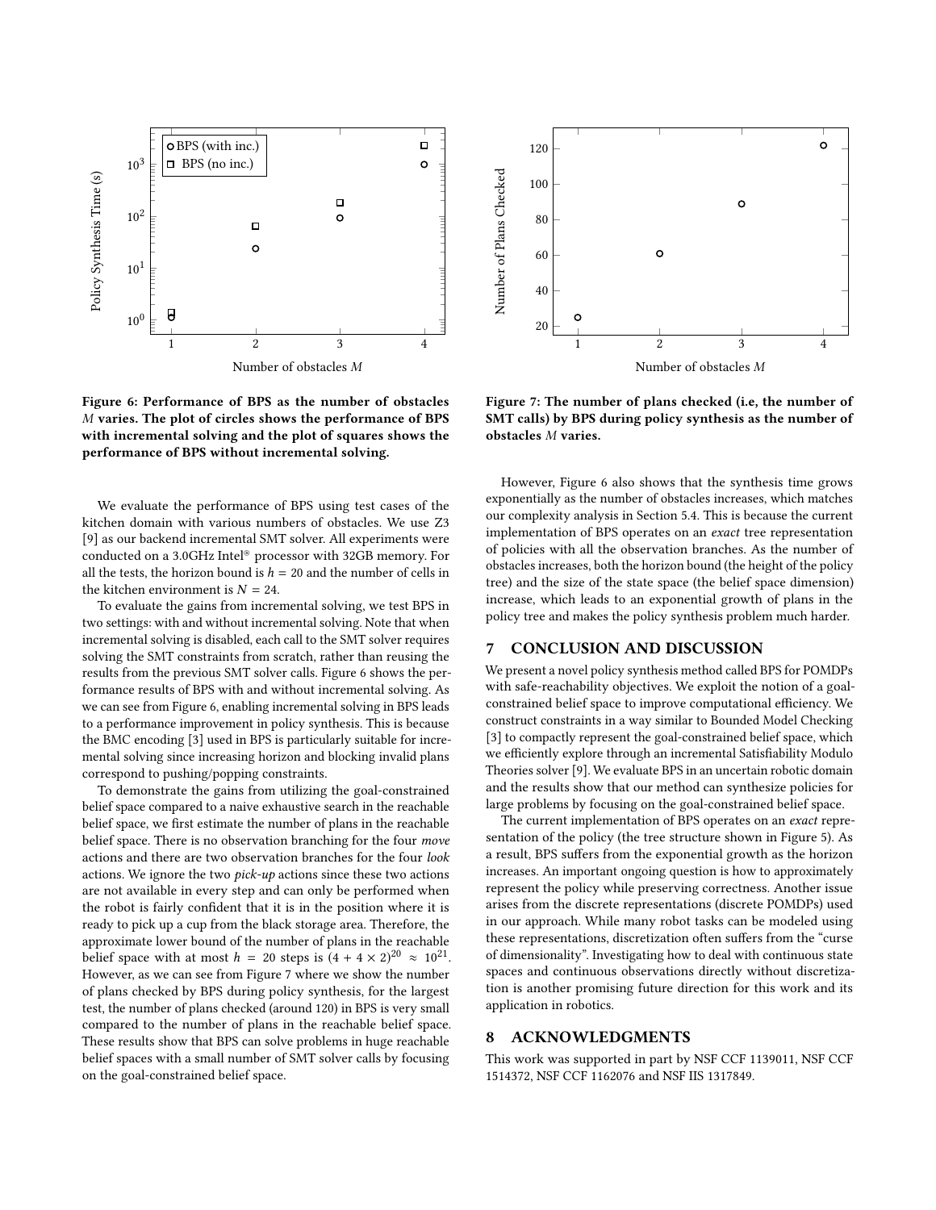Figure 6: Performance of BPS as the number of obstacles $M$ varies. The plot of circles shows the performance of BPS with incremental solving and the plot of squares shows the performance of BPS without incremental solving.

Figure 7: The number of plans checked (i.e, the number of SMT calls) by BPS during policy synthesis as the number of obstacles $M$ varies.

We evaluate the performance of BPS using test cases of the kitchen domain with various numbers of obstacles. We use Z3 [9] as our backend incremental SMT solver. All experiments were conducted on a 3.0GHz Intel® processor with 32GB memory. For all the tests, the horizon bound is $h = 20$ and the number of cells in the kitchen environment is $N = 24$.

To evaluate the gains from incremental solving, we test BPS in two settings: with and without incremental solving. Note that when incremental solving is disabled, each call to the SMT solver requires solving the SMT constraints from scratch, rather than reusing the results from the previous SMT solver calls. Figure 6 shows the performance results of BPS with and without incremental solving. As we can see from Figure 6, enabling incremental solving in BPS leads to a performance improvement in policy synthesis. This is because the BMC encoding [3] used in BPS is particularly suitable for incremental solving since increasing horizon and blocking invalid plans correspond to pushing/popping constraints.

To demonstrate the gains from utilizing the goal-constrained belief space compared to a naive exhaustive search in the reachable belief space, we first estimate the number of plans in the reachable belief space. There is no observation branching for the four *move* actions and there are two observation branches for the four *look* actions. We ignore the two *pick-up* actions since these two actions are not available in every step and can only be performed when the robot is fairly confident that it is in the position where it is ready to pick up a cup from the black storage area. Therefore, the approximate lower bound of the number of plans in the reachable belief space with at most $h = 20$ steps is $(4 + 4 \times 2)^{20} \approx 10^{21}$. However, as we can see from Figure 7 where we show the number of plans checked by BPS during policy synthesis, for the largest test, the number of plans checked (around 120) in BPS is very small compared to the number of plans in the reachable belief space. These results show that BPS can solve problems in huge reachable belief spaces with a small number of SMT solver calls by focusing on the goal-constrained belief space.

However, Figure 6 also shows that the synthesis time grows exponentially as the number of obstacles increases, which matches our complexity analysis in Section 5.4. This is because the current implementation of BPS operates on an *exact* tree representation of policies with all the observation branches. As the number of obstacles increases, both the horizon bound (the height of the policy tree) and the size of the state space (the belief space dimension) increase, which leads to an exponential growth of plans in the policy tree and makes the policy synthesis problem much harder.

## 7 CONCLUSION AND DISCUSSION

We present a novel policy synthesis method called BPS for POMDPs with safe-reachability objectives. We exploit the notion of a goal-constrained belief space to improve computational efficiency. We construct constraints in a way similar to Bounded Model Checking [3] to compactly represent the goal-constrained belief space, which we efficiently explore through an incremental Satisfiability Modulo Theories solver [9]. We evaluate BPS in an uncertain robotic domain and the results show that our method can synthesize policies for large problems by focusing on the goal-constrained belief space.

The current implementation of BPS operates on an *exact* representation of the policy (the tree structure shown in Figure 5). As a result, BPS suffers from the exponential growth as the horizon increases. An important ongoing question is how to approximately represent the policy while preserving correctness. Another issue arises from the discrete representations (discrete POMDPs) used in our approach. While many robot tasks can be modeled using these representations, discretization often suffers from the "curse of dimensionality". Investigating how to deal with continuous state spaces and continuous observations directly without discretization is another promising future direction for this work and its application in robotics.

## 8 ACKNOWLEDGMENTS

This work was supported in part by NSF CCF 1139011, NSF CCF 1514372, NSF CCF 1162076 and NSF IIS 1317849.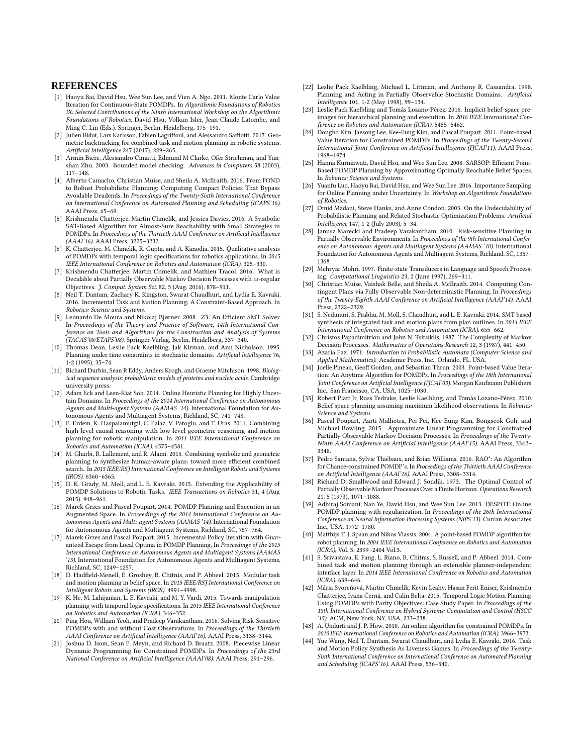## REFERENCES

[1] Haoyu Bai, David Hsu, Wee Sun Lee, and Vien A. Ngo. 2011. Monte Carlo Value Iteration for Continuous-State POMDPs. In *Algorithmic Foundations of Robotics IX: Selected Contributions of the Ninth International Workshop on the Algorithmic Foundations of Robotics*, David Hsu, Volkan Isler, Jean-Claude Latombe, and Ming C. Lin (Eds.). Springer, Berlin, Heidelberg, 175–191.

[2] Julien Bidot, Lars Karlsson, Fabien Lagriffoul, and Alessandro Saffiotti. 2017. Geometric backtracking for combined task and motion planning in robotic systems. *Artificial Intelligence* 247 (2017), 229–265.

[3] Armin Biere, Alessandro Cimatti, Edmund M Clarke, Ofer Strichman, and Yunshan Zhu. 2003. Bounded model checking. *Advances in Computers* 58 (2003), 117–148.

[4] Alberto Camacho, Christian Muise, and Sheila A. McIlraith. 2016. From FOND to Robust Probabilistic Planning: Computing Compact Policies That Bypass Avoidable Deadends. In *Proceedings of the Twenty-Sixth International Conference on International Conference on Automated Planning and Scheduling (ICAPS'16)*. AAAI Press, 65–69.

[5] Krishnendu Chatterjee, Martin Chmelík, and Jessica Davies. 2016. A Symbolic SAT-Based Algorithm for Almost-Sure Reachability with Small Strategies in POMDPs. In *Proceedings of the Thirtieth AAAI Conference on Artificial Intelligence (AAAI'16)*. AAAI Press, 3225–3232.

[6] K. Chatterjee, M. Chmelík, R. Gupta, and A. Kanodia. 2015. Qualitative analysis of POMDPs with temporal logic specifications for robotics applications. In *2015 IEEE International Conference on Robotics and Automation (ICRA)*. 325–330.

[7] Krishnendu Chatterjee, Martin Chmelík, and Mathieu Tracol. 2016. What is Decidable about Partially Observable Markov Decision Processes with $\omega$-regular Objectives. *J. Comput. System Sci.* 82, 5 (Aug. 2016), 878–911.

[8] Neil T. Dantam, Zachary K. Kingston, Swarat Chaudhuri, and Lydia E. Kavraki. 2016. Incremental Task and Motion Planning: A Constraint-Based Approach. In *Robotics: Science and Systems*.

[9] Leonardo De Moura and Nikolaj Bjørner. 2008. Z3: An Efficient SMT Solver. In *Proceedings of the Theory and Practice of Software, 14th International Conference on Tools and Algorithms for the Construction and Analysis of Systems (TACAS'08/ETAPS'08)*. Springer-Verlag, Berlin, Heidelberg, 337–340.

[10] Thomas Dean, Leslie Pack Kaelbling, Jak Kirman, and Ann Nicholson. 1995. Planning under time constraints in stochastic domains. *Artificial Intelligence* 76, 1-2 (1995), 35–74.

[11] Richard Durbin, Sean R Eddy, Anders Krogh, and Graeme Mitchison. 1998. *Biological sequence analysis: probabilistic models of proteins and nucleic acids*. Cambridge university press.

[12] Adam Eck and Leen-Kiat Soh. 2014. Online Heuristic Planning for Highly Uncertain Domains. In *Proceedings of the 2014 International Conference on Autonomous Agents and Multi-agent Systems (AAMAS '14)*. International Foundation for Autonomous Agents and Multiagent Systems, Richland, SC, 741–748.

[13] E. Erdem, K. Haspalamutgil, C. Palaz, V. Patoglu, and T. Uras. 2011. Combining high-level causal reasoning with low-level geometric reasoning and motion planning for robotic manipulation. In *2011 IEEE International Conference on Robotics and Automation (ICRA)*. 4575–4581.

[14] M. Gharbi, R. Lallement, and R. Alami. 2015. Combining symbolic and geometric planning to synthesize human-aware plans: toward more efficient combined search.. In *2015 IEEE/RSJ International Conference on Intelligent Robots and Systems (IROS)*. 6360–6365.

[15] D. K. Grady, M. Moll, and L. E. Kavraki. 2015. Extending the Applicability of POMDP Solutions to Robotic Tasks. *IEEE Transactions on Robotics* 31, 4 (Aug 2015), 948–961.

[16] Marek Grzes and Pascal Poupart. 2014. POMDP Planning and Execution in an Augmented Space. In *Proceedings of the 2014 International Conference on Autonomous Agents and Multi-agent Systems (AAMAS '14)*. International Foundation for Autonomous Agents and Multiagent Systems, Richland, SC, 757–764.

[17] Marek Grzes and Pascal Poupart. 2015. Incremental Policy Iteration with Guaranteed Escape from Local Optima in POMDP Planning. In *Proceedings of the 2015 International Conference on Autonomous Agents and Multiagent Systems (AAMAS '15)*. International Foundation for Autonomous Agents and Multiagent Systems, Richland, SC, 1249–1257.

[18] D. Hadfield-Menell, E. Groshev, R. Chitnis, and P. Abbeel. 2015. Modular task and motion planning in belief space. In *2015 IEEE/RSJ International Conference on Intelligent Robots and Systems (IROS)*. 4991–4998.

[19] K. He, M. Lahijanian, L. E. Kavraki, and M. Y. Vardi. 2015. Towards manipulation planning with temporal logic specifications. In *2015 IEEE International Conference on Robotics and Automation (ICRA)*. 346–352.

[20] Ping Hou, William Yeoh, and Pradeep Varakantham. 2016. Solving Risk-Sensitive POMDPs with and without Cost Observations. In *Proceedings of the Thirtieth AAAI Conference on Artificial Intelligence (AAAI'16)*. AAAI Press, 3138–3144.

[21] Joshua D. Isom, Sean P. Meyn, and Richard D. Braatz. 2008. Piecewise Linear Dynamic Programming for Constrained POMDPs. In *Proceedings of the 23rd National Conference on Artificial Intelligence (AAAI'08)*. AAAI Press, 291–296.

[22] Leslie Pack Kaelbling, Michael L. Littman, and Anthony R. Cassandra. 1998. Planning and Acting in Partially Observable Stochastic Domains. *Artificial Intelligence* 101, 1-2 (May 1998), 99–134.

[23] Leslie Pack Kaelbling and Tomás Lozano-Pérez. 2016. Implicit belief-space pre-images for hierarchical planning and execution. In *2016 IEEE International Conference on Robotics and Automation (ICRA)*. 5455–5462.

[24] Dongho Kim, Jaesong Lee, Kee-Eung Kim, and Pascal Poupart. 2011. Point-based Value Iteration for Constrained POMDPs. In *Proceedings of the Twenty-Second International Joint Conference on Artificial Intelligence (IJCAI'11)*. AAAI Press, 1968–1974.

[25] Hanna Kurniawati, David Hsu, and Wee Sun Lee. 2008. SARSOP: Efficient Point-Based POMDP Planning by Approximating Optimally Reachable Belief Spaces. In *Robotics: Science and Systems*.

[26] Yuanfu Luo, Haoyu Bai, David Hsu, and Wee Sun Lee. 2016. Importance Sampling for Online Planning under Uncertainty. In *Workshop on Algorithmic Foundations of Robotics*.

[27] Omid Madani, Steve Hanks, and Anne Condon. 2003. On the Undecidability of Probabilistic Planning and Related Stochastic Optimization Problems. *Artificial Intelligence* 147, 1-2 (July 2003), 5–34.

[28] Janusz Marecki and Pradeep Varakantham. 2010. Risk-sensitive Planning in Partially Observable Environments. In *Proceedings of the 9th International Conference on Autonomous Agents and Multiagent Systems (AAMAS '10)*. International Foundation for Autonomous Agents and Multiagent Systems, Richland, SC, 1357–1368.

[29] Mehryar Mohri. 1997. Finite-state Transducers in Language and Speech Processing. *Computational Linguistics* 23, 2 (June 1997), 269–311.

[30] Christian Muise, Vaishak Belle, and Sheila A. McIlraith. 2014. Computing Contingent Plans via Fully Observable Non-deterministic Planning. In *Proceedings of the Twenty-Eighth AAAI Conference on Artificial Intelligence (AAAI'14)*. AAAI Press, 2322–2329.

[31] S. Nedunuri, S. Prabhu, M. Moll, S. Chaudhuri, and L. E. Kavraki. 2014. SMT-based synthesis of integrated task and motion plans from plan outlines. In *2014 IEEE International Conference on Robotics and Automation (ICRA)*. 655–662.

[32] Christos Papadimitriou and John N. Tsitsiklis. 1987. The Complexity of Markov Decision Processes. *Mathematics of Operations Research* 12, 3 (1987), 441–450.

[33] Azaria Paz. 1971. *Introduction to Probabilistic Automata (Computer Science and Applied Mathematics)*. Academic Press, Inc., Orlando, FL, USA.

[34] Joelle Pineau, Geoff Gordon, and Sebastian Thrun. 2003. Point-based Value Iteration: An Anytime Algorithm for POMDPs. In *Proceedings of the 18th International Joint Conference on Artificial Intelligence (IJCAI'03)*. Morgan Kaufmann Publishers Inc., San Francisco, CA, USA, 1025–1030.

[35] Robert Platt Jr, Russ Tedrake, Leslie Kaelbling, and Tomás Lozano-Pérez. 2010. Belief space planning assuming maximum likelihood observations. In *Robotics: Science and Systems*.

[36] Pascal Poupart, Aarti Malhotra, Pei Pei, Kee-Eung Kim, Bongseok Goh, and Michael Bowling. 2015. Approximate Linear Programming for Constrained Partially Observable Markov Decision Processes. In *Proceedings of the Twenty-Ninth AAAI Conference on Artificial Intelligence (AAAI'15)*. AAAI Press, 3342–3348.

[37] Pedro Santana, Sylvie Thiébaux, and Brian Williams. 2016. RAO*: An Algorithm for Chance-constrained POMDP's. In *Proceedings of the Thirtieth AAAI Conference on Artificial Intelligence (AAAI'16)*. AAAI Press, 3308–3314.

[38] Richard D. Smallwood and Edward J. Sondik. 1973. The Optimal Control of Partially Observable Markov Processes Over a Finite Horizon. *Operations Research* 21, 5 (1973), 1071–1088.

[39] Adhiraj Somani, Nan Ye, David Hsu, and Wee Sun Lee. 2013. DESPOT: Online POMDP planning with regularization. In *Proceedings of the 26th International Conference on Neural Information Processing Systems (NIPS'13)*. Curran Associates Inc., USA, 1772–1780.

[40] Matthijs T. J. Spaan and Nikos Vlassis. 2004. A point-based POMDP algorithm for robot planning. In *2004 IEEE International Conference on Robotics and Automation (ICRA)*, Vol. 3. 2399–2404 Vol.3.

[41] S. Srivastava, E. Fang, L. Riano, R. Chitnis, S. Russell, and P. Abbeel. 2014. Combined task and motion planning through an extensible planner-independent interface layer. In *2014 IEEE International Conference on Robotics and Automation (ICRA)*. 639–646.

[42] Mária Svoreňová, Martin Chmelík, Kevin Leahy, Hasan Ferit Eniser, Krishnendu Chatterjee, Ivana Černá, and Calin Belta. 2015. Temporal Logic Motion Planning Using POMDPs with Parity Objectives: Case Study Paper. In *Proceedings of the 18th International Conference on Hybrid Systems: Computation and Control (HSCC '15)*. ACM, New York, NY, USA, 233–238.

[43] A. Undurti and J. P. How. 2010. An online algorithm for constrained POMDPs. In *2010 IEEE International Conference on Robotics and Automation (ICRA)*. 3966–3973.

[44] Yue Wang, Neil T. Dantam, Swarat Chaudhuri, and Lydia E. Kavraki. 2016. Task and Motion Policy Synthesis As Liveness Games. In *Proceedings of the Twenty-Sixth International Conference on International Conference on Automated Planning and Scheduling (ICAPS'16)*. AAAI Press, 536–540.